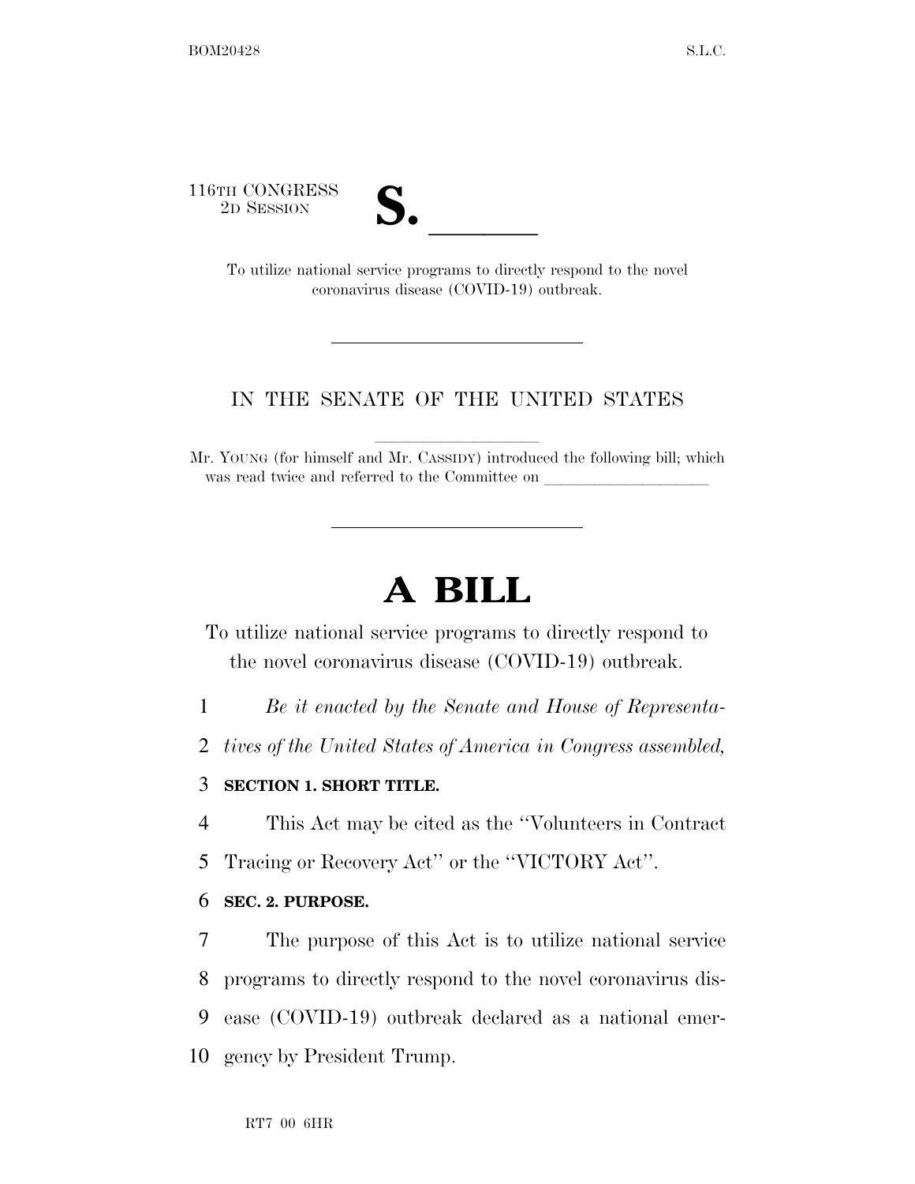116TH CONGRESS
2D SESSION

# S. ______

To utilize national service programs to directly respond to the novel coronavirus disease (COVID-19) outbreak.

---

IN THE SENATE OF THE UNITED STATES

Mr. YOUNG (for himself and Mr. CASSIDY) introduced the following bill; which was read twice and referred to the Committee on ______________

---

# A BILL

To utilize national service programs to directly respond to the novel coronavirus disease (COVID-19) outbreak.

1 *Be it enacted by the Senate and House of Representa-*
2 *tives of the United States of America in Congress assembled,*

3 **SECTION 1. SHORT TITLE.**

4 This Act may be cited as the ''Volunteers in Contract
5 Tracing or Recovery Act'' or the ''VICTORY Act''.

6 **SEC. 2. PURPOSE.**

7 The purpose of this Act is to utilize national service
8 programs to directly respond to the novel coronavirus dis-
9 ease (COVID-19) outbreak declared as a national emer-
10 gency by President Trump.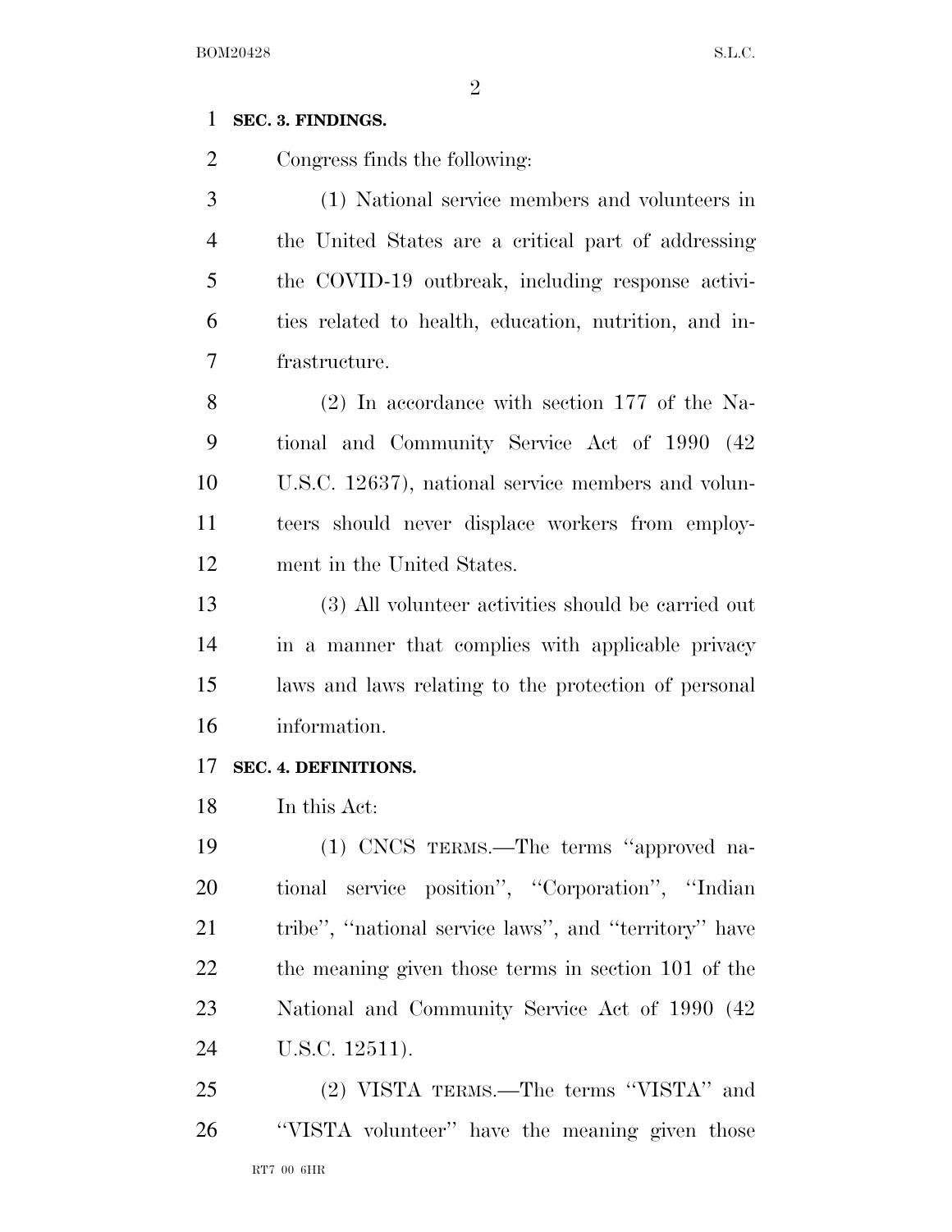**SEC. 3. FINDINGS.**

Congress finds the following:

(1) National service members and volunteers in the United States are a critical part of addressing the COVID-19 outbreak, including response activities related to health, education, nutrition, and infrastructure.

(2) In accordance with section 177 of the National and Community Service Act of 1990 (42 U.S.C. 12637), national service members and volunteers should never displace workers from employment in the United States.

(3) All volunteer activities should be carried out in a manner that complies with applicable privacy laws and laws relating to the protection of personal information.

**SEC. 4. DEFINITIONS.**

In this Act:

(1) CNCS TERMS.—The terms ''approved national service position'', ''Corporation'', ''Indian tribe'', ''national service laws'', and ''territory'' have the meaning given those terms in section 101 of the National and Community Service Act of 1990 (42 U.S.C. 12511).

(2) VISTA TERMS.—The terms ''VISTA'' and ''VISTA volunteer'' have the meaning given those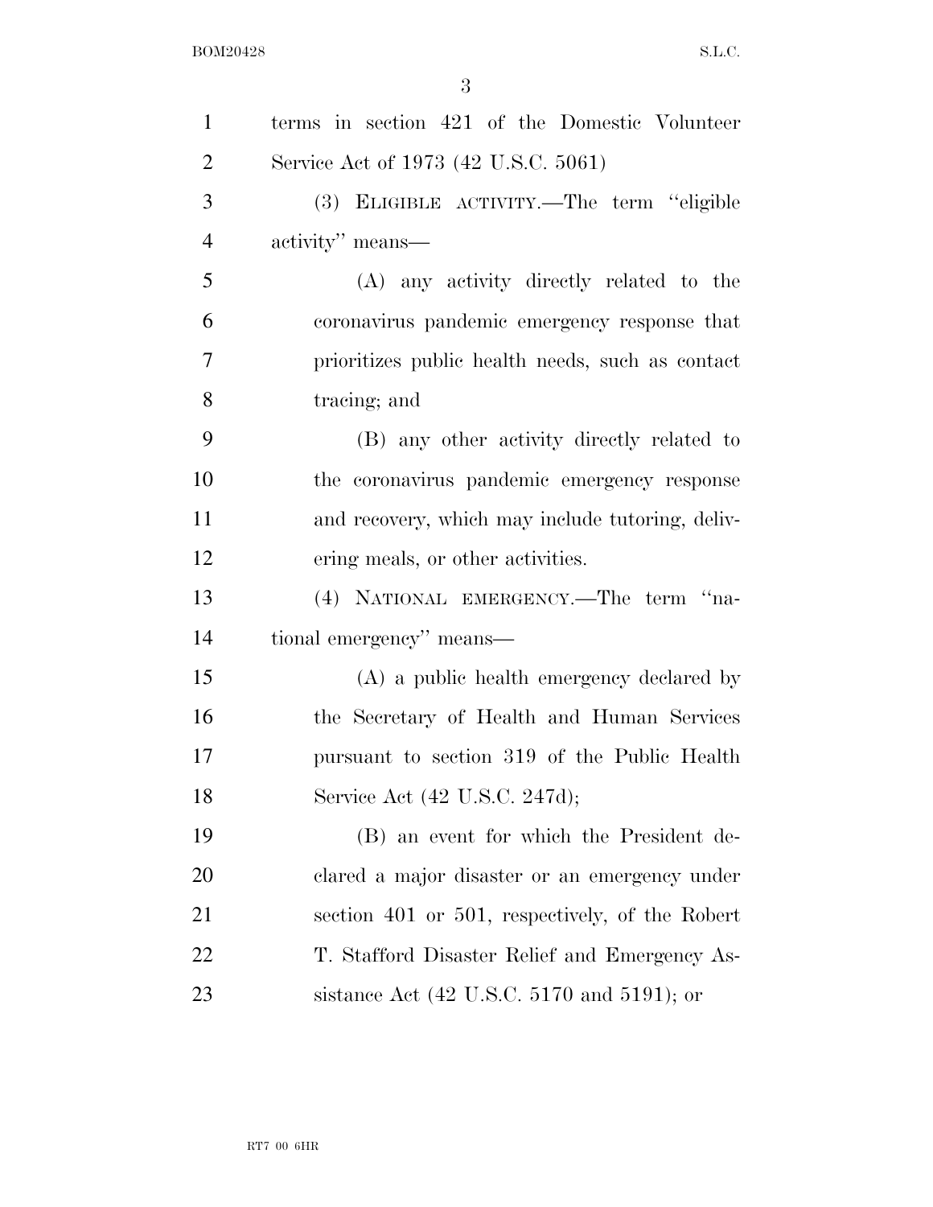terms in section 421 of the Domestic Volunteer Service Act of 1973 (42 U.S.C. 5061)

(3) ELIGIBLE ACTIVITY.—The term ''eligible activity'' means—

(A) any activity directly related to the coronavirus pandemic emergency response that prioritizes public health needs, such as contact tracing; and

(B) any other activity directly related to the coronavirus pandemic emergency response and recovery, which may include tutoring, delivering meals, or other activities.

(4) NATIONAL EMERGENCY.—The term ''national emergency'' means—

(A) a public health emergency declared by the Secretary of Health and Human Services pursuant to section 319 of the Public Health Service Act (42 U.S.C. 247d);

(B) an event for which the President declared a major disaster or an emergency under section 401 or 501, respectively, of the Robert T. Stafford Disaster Relief and Emergency Assistance Act (42 U.S.C. 5170 and 5191); or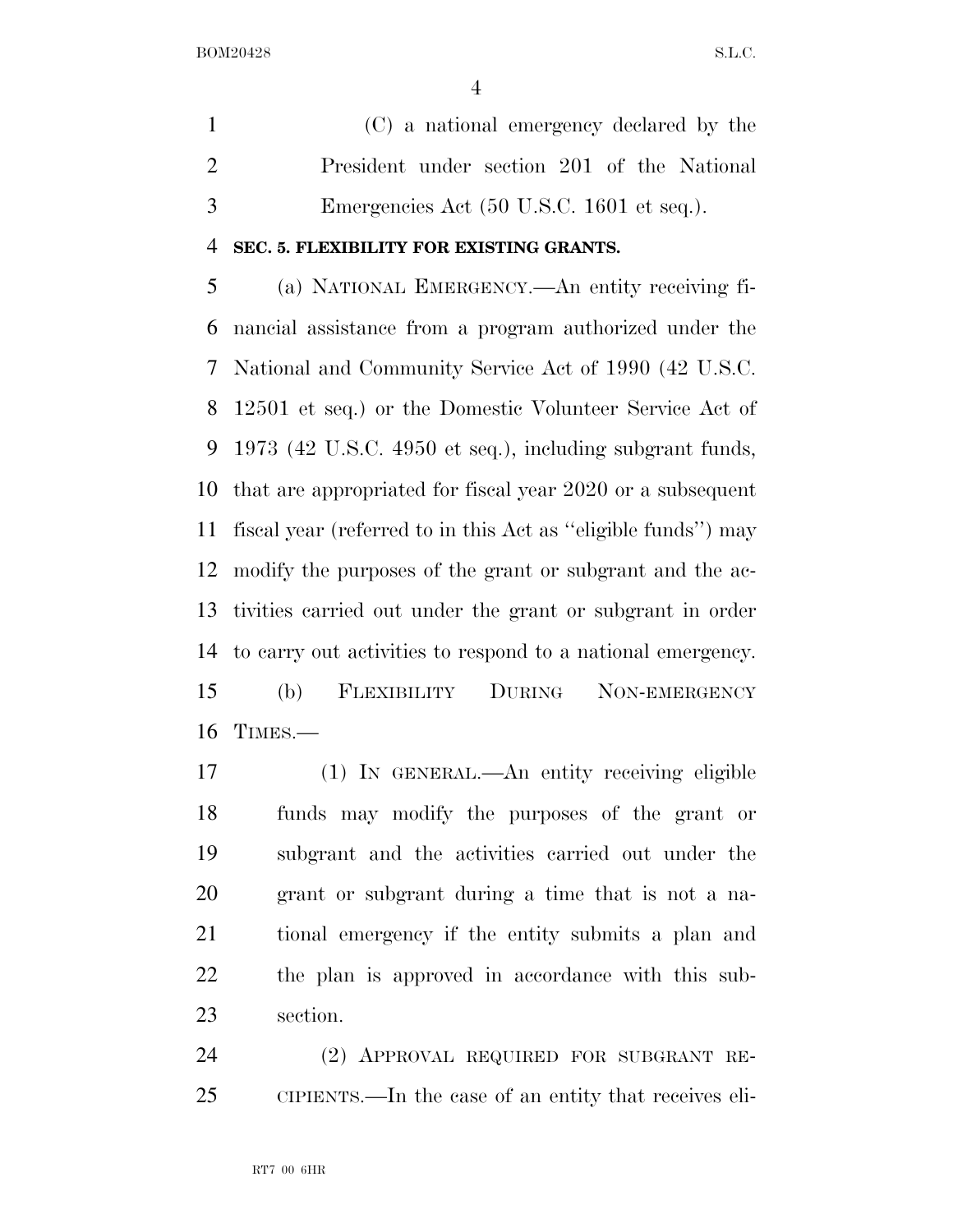(C) a national emergency declared by the President under section 201 of the National Emergencies Act (50 U.S.C. 1601 et seq.).

**SEC. 5. FLEXIBILITY FOR EXISTING GRANTS.**

(a) NATIONAL EMERGENCY.—An entity receiving financial assistance from a program authorized under the National and Community Service Act of 1990 (42 U.S.C. 12501 et seq.) or the Domestic Volunteer Service Act of 1973 (42 U.S.C. 4950 et seq.), including subgrant funds, that are appropriated for fiscal year 2020 or a subsequent fiscal year (referred to in this Act as "eligible funds") may modify the purposes of the grant or subgrant and the activities carried out under the grant or subgrant in order to carry out activities to respond to a national emergency.

(b) FLEXIBILITY DURING NON-EMERGENCY TIMES.—

(1) IN GENERAL.—An entity receiving eligible funds may modify the purposes of the grant or subgrant and the activities carried out under the grant or subgrant during a time that is not a national emergency if the entity submits a plan and the plan is approved in accordance with this subsection.

(2) APPROVAL REQUIRED FOR SUBGRANT RECIPIENTS.—In the case of an entity that receives eli-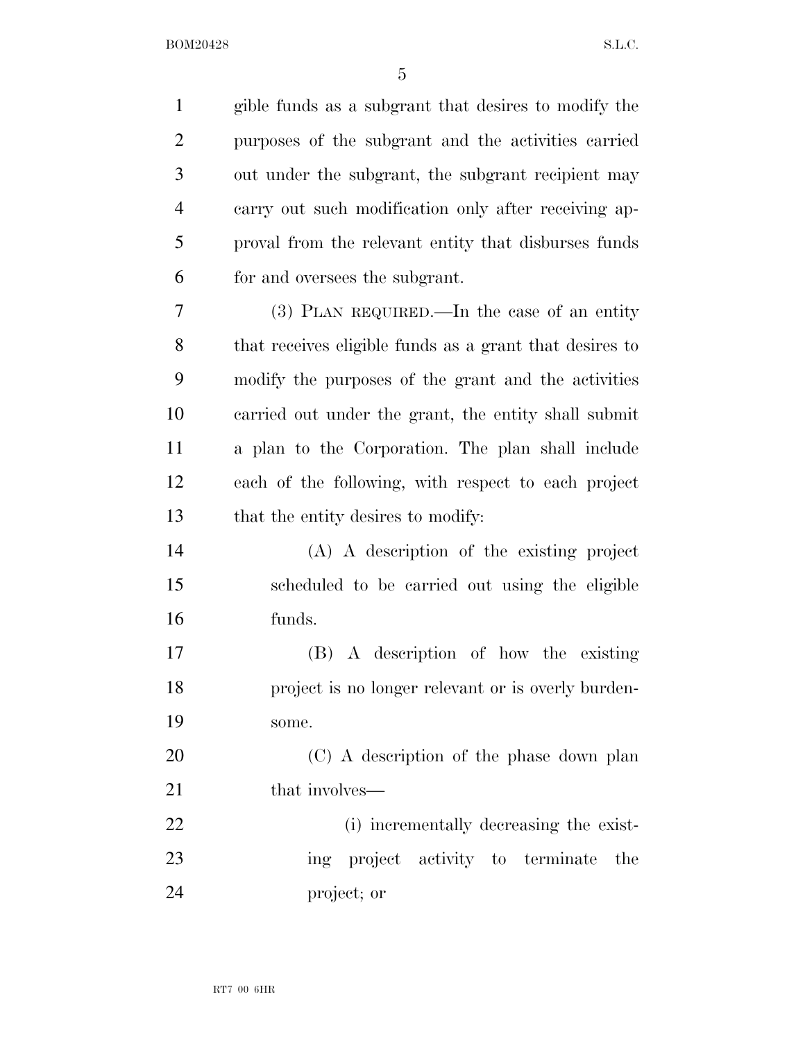gible funds as a subgrant that desires to modify the purposes of the subgrant and the activities carried out under the subgrant, the subgrant recipient may carry out such modification only after receiving approval from the relevant entity that disburses funds for and oversees the subgrant.

(3) PLAN REQUIRED.—In the case of an entity that receives eligible funds as a grant that desires to modify the purposes of the grant and the activities carried out under the grant, the entity shall submit a plan to the Corporation. The plan shall include each of the following, with respect to each project that the entity desires to modify:

(A) A description of the existing project scheduled to be carried out using the eligible funds.

(B) A description of how the existing project is no longer relevant or is overly burdensome.

(C) A description of the phase down plan that involves—

(i) incrementally decreasing the existing project activity to terminate the project; or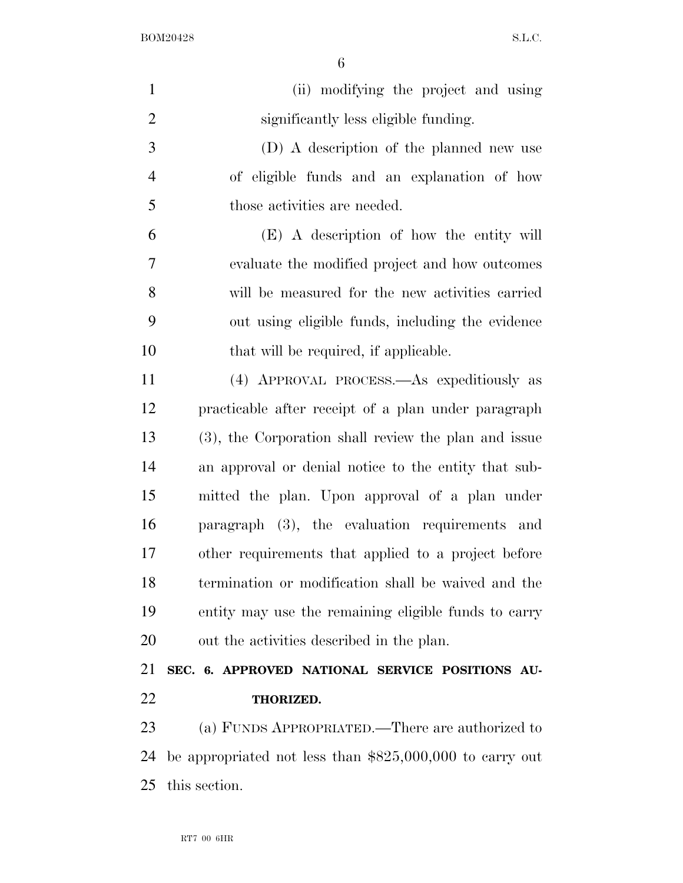(ii) modifying the project and using significantly less eligible funding.

(D) A description of the planned new use of eligible funds and an explanation of how those activities are needed.

(E) A description of how the entity will evaluate the modified project and how outcomes will be measured for the new activities carried out using eligible funds, including the evidence that will be required, if applicable.

(4) APPROVAL PROCESS.—As expeditiously as practicable after receipt of a plan under paragraph (3), the Corporation shall review the plan and issue an approval or denial notice to the entity that submitted the plan. Upon approval of a plan under paragraph (3), the evaluation requirements and other requirements that applied to a project before termination or modification shall be waived and the entity may use the remaining eligible funds to carry out the activities described in the plan.

**SEC. 6. APPROVED NATIONAL SERVICE POSITIONS AUTHORIZED.**

(a) FUNDS APPROPRIATED.—There are authorized to be appropriated not less than $825,000,000 to carry out this section.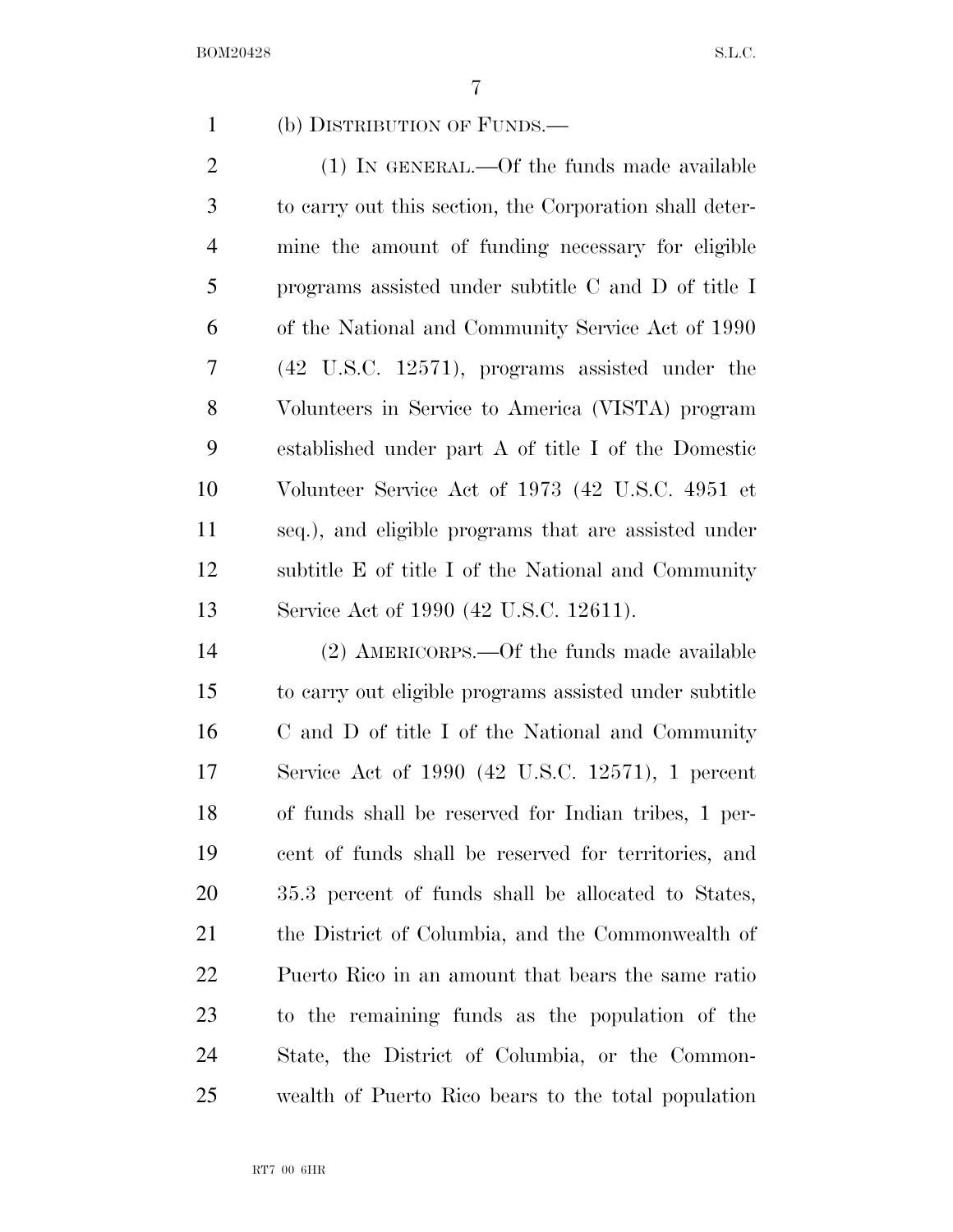(b) DISTRIBUTION OF FUNDS.—

(1) IN GENERAL.—Of the funds made available to carry out this section, the Corporation shall determine the amount of funding necessary for eligible programs assisted under subtitle C and D of title I of the National and Community Service Act of 1990 (42 U.S.C. 12571), programs assisted under the Volunteers in Service to America (VISTA) program established under part A of title I of the Domestic Volunteer Service Act of 1973 (42 U.S.C. 4951 et seq.), and eligible programs that are assisted under subtitle E of title I of the National and Community Service Act of 1990 (42 U.S.C. 12611).

(2) AMERICORPS.—Of the funds made available to carry out eligible programs assisted under subtitle C and D of title I of the National and Community Service Act of 1990 (42 U.S.C. 12571), 1 percent of funds shall be reserved for Indian tribes, 1 percent of funds shall be reserved for territories, and 35.3 percent of funds shall be allocated to States, the District of Columbia, and the Commonwealth of Puerto Rico in an amount that bears the same ratio to the remaining funds as the population of the State, the District of Columbia, or the Commonwealth of Puerto Rico bears to the total population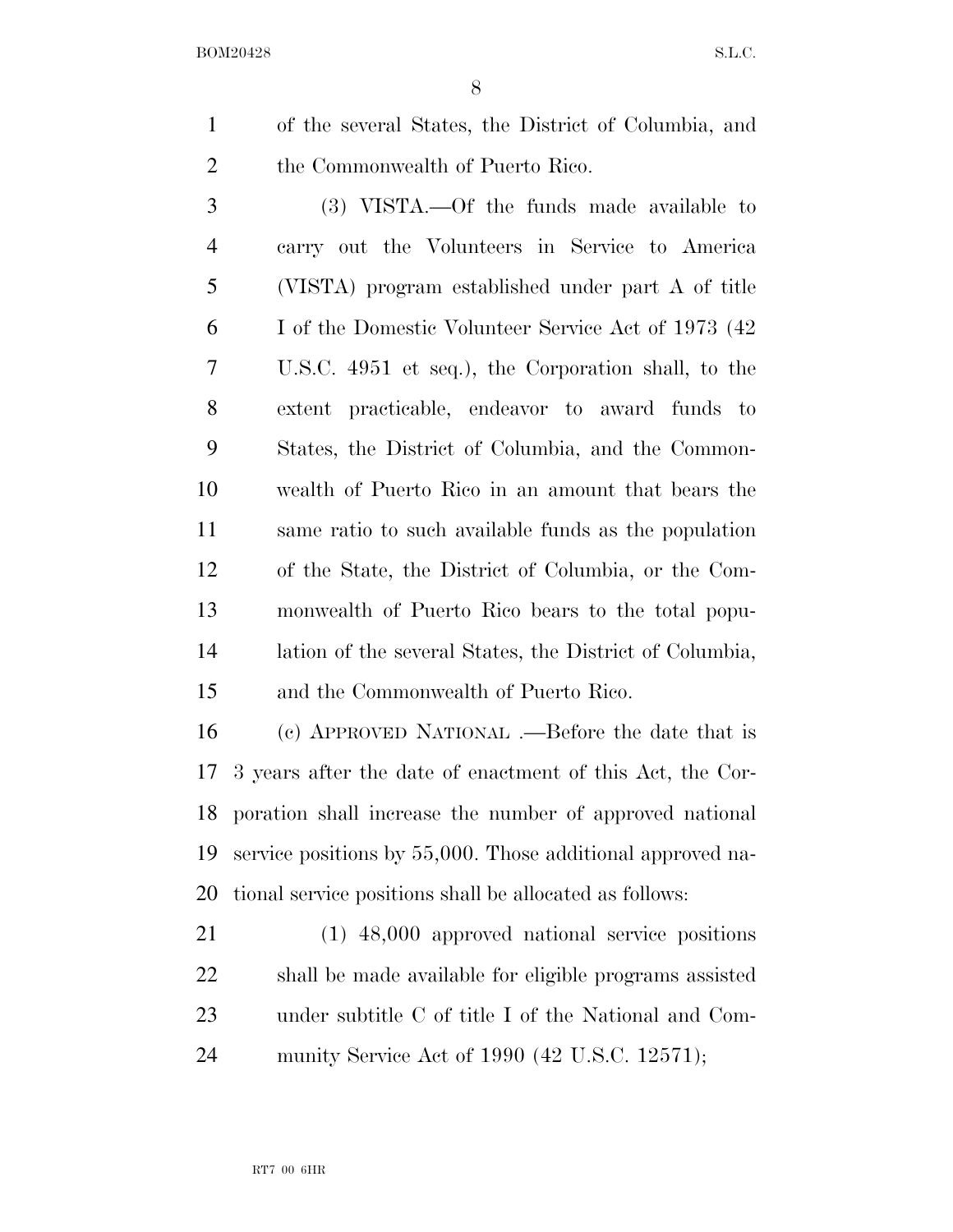of the several States, the District of Columbia, and the Commonwealth of Puerto Rico.

(3) VISTA.—Of the funds made available to carry out the Volunteers in Service to America (VISTA) program established under part A of title I of the Domestic Volunteer Service Act of 1973 (42 U.S.C. 4951 et seq.), the Corporation shall, to the extent practicable, endeavor to award funds to States, the District of Columbia, and the Commonwealth of Puerto Rico in an amount that bears the same ratio to such available funds as the population of the State, the District of Columbia, or the Commonwealth of Puerto Rico bears to the total population of the several States, the District of Columbia, and the Commonwealth of Puerto Rico.

(c) APPROVED NATIONAL .—Before the date that is 3 years after the date of enactment of this Act, the Corporation shall increase the number of approved national service positions by 55,000. Those additional approved national service positions shall be allocated as follows:

(1) 48,000 approved national service positions shall be made available for eligible programs assisted under subtitle C of title I of the National and Community Service Act of 1990 (42 U.S.C. 12571);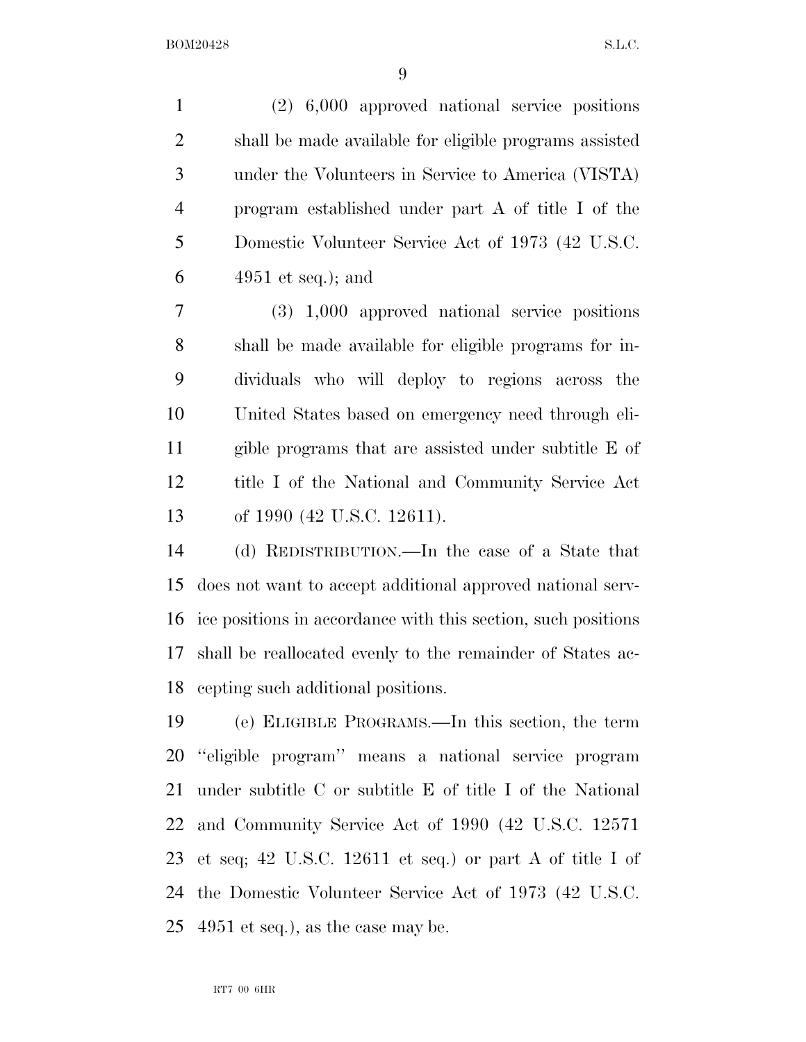(2) 6,000 approved national service positions shall be made available for eligible programs assisted under the Volunteers in Service to America (VISTA) program established under part A of title I of the Domestic Volunteer Service Act of 1973 (42 U.S.C. 4951 et seq.); and

(3) 1,000 approved national service positions shall be made available for eligible programs for individuals who will deploy to regions across the United States based on emergency need through eligible programs that are assisted under subtitle E of title I of the National and Community Service Act of 1990 (42 U.S.C. 12611).

(d) REDISTRIBUTION.—In the case of a State that does not want to accept additional approved national service positions in accordance with this section, such positions shall be reallocated evenly to the remainder of States accepting such additional positions.

(e) ELIGIBLE PROGRAMS.—In this section, the term "eligible program" means a national service program under subtitle C or subtitle E of title I of the National and Community Service Act of 1990 (42 U.S.C. 12571 et seq; 42 U.S.C. 12611 et seq.) or part A of title I of the Domestic Volunteer Service Act of 1973 (42 U.S.C. 4951 et seq.), as the case may be.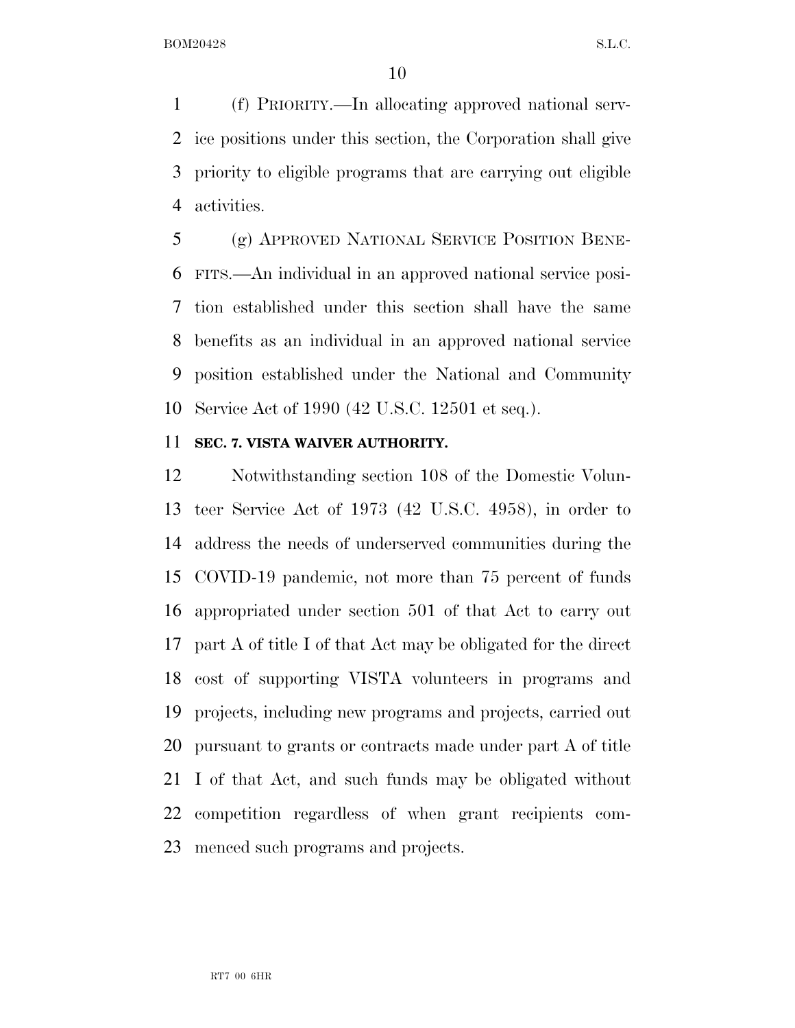(f) PRIORITY.—In allocating approved national service positions under this section, the Corporation shall give priority to eligible programs that are carrying out eligible activities.

(g) APPROVED NATIONAL SERVICE POSITION BENEFITS.—An individual in an approved national service position established under this section shall have the same benefits as an individual in an approved national service position established under the National and Community Service Act of 1990 (42 U.S.C. 12501 et seq.).

**SEC. 7. VISTA WAIVER AUTHORITY.**

Notwithstanding section 108 of the Domestic Volunteer Service Act of 1973 (42 U.S.C. 4958), in order to address the needs of underserved communities during the COVID-19 pandemic, not more than 75 percent of funds appropriated under section 501 of that Act to carry out part A of title I of that Act may be obligated for the direct cost of supporting VISTA volunteers in programs and projects, including new programs and projects, carried out pursuant to grants or contracts made under part A of title I of that Act, and such funds may be obligated without competition regardless of when grant recipients commenced such programs and projects.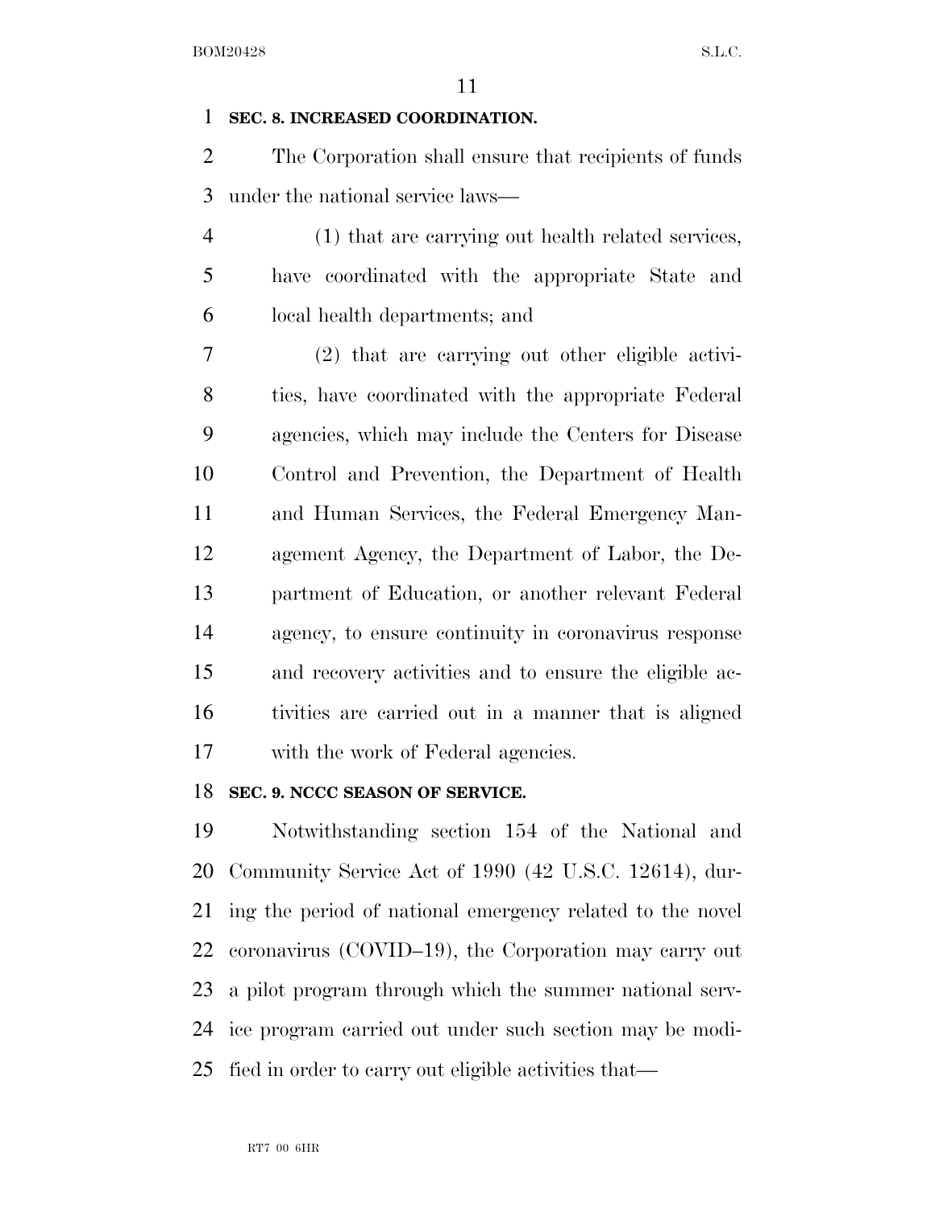**SEC. 8. INCREASED COORDINATION.**

The Corporation shall ensure that recipients of funds under the national service laws—

(1) that are carrying out health related services, have coordinated with the appropriate State and local health departments; and

(2) that are carrying out other eligible activities, have coordinated with the appropriate Federal agencies, which may include the Centers for Disease Control and Prevention, the Department of Health and Human Services, the Federal Emergency Management Agency, the Department of Labor, the Department of Education, or another relevant Federal agency, to ensure continuity in coronavirus response and recovery activities and to ensure the eligible activities are carried out in a manner that is aligned with the work of Federal agencies.

**SEC. 9. NCCC SEASON OF SERVICE.**

Notwithstanding section 154 of the National and Community Service Act of 1990 (42 U.S.C. 12614), during the period of national emergency related to the novel coronavirus (COVID–19), the Corporation may carry out a pilot program through which the summer national service program carried out under such section may be modified in order to carry out eligible activities that—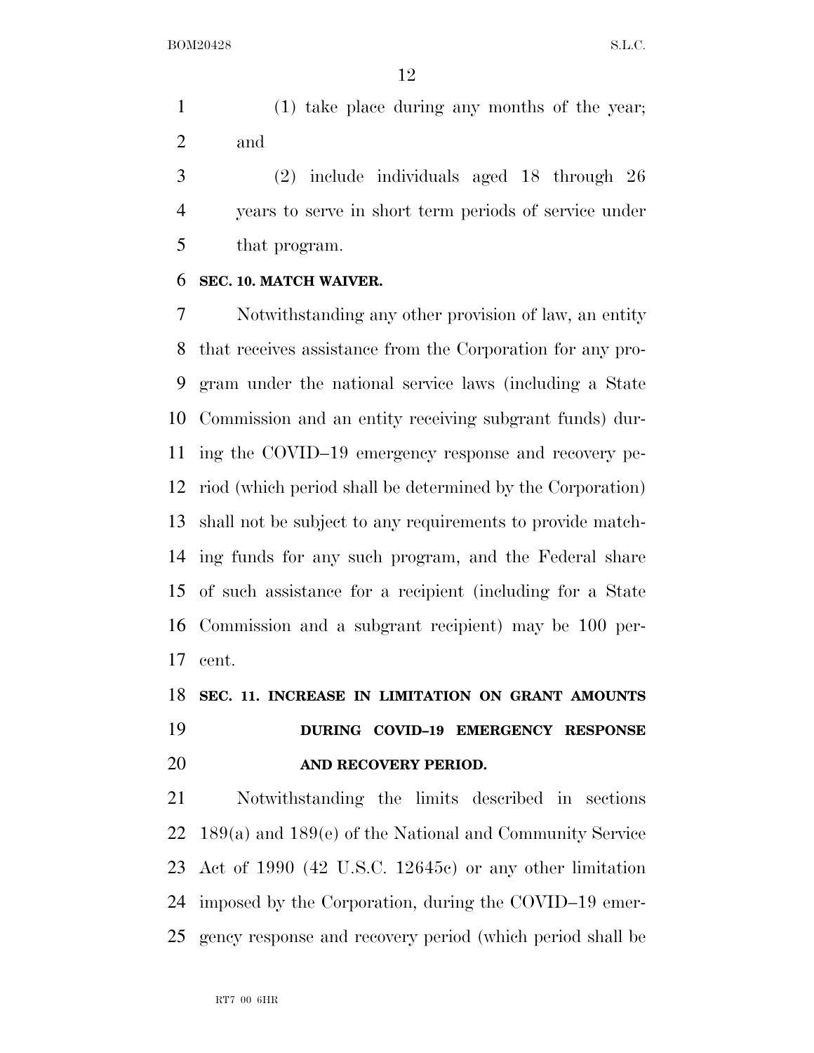(1) take place during any months of the year; and

(2) include individuals aged 18 through 26 years to serve in short term periods of service under that program.

**SEC. 10. MATCH WAIVER.**

Notwithstanding any other provision of law, an entity that receives assistance from the Corporation for any program under the national service laws (including a State Commission and an entity receiving subgrant funds) during the COVID–19 emergency response and recovery period (which period shall be determined by the Corporation) shall not be subject to any requirements to provide matching funds for any such program, and the Federal share of such assistance for a recipient (including for a State Commission and a subgrant recipient) may be 100 percent.

**SEC. 11. INCREASE IN LIMITATION ON GRANT AMOUNTS DURING COVID–19 EMERGENCY RESPONSE AND RECOVERY PERIOD.**

Notwithstanding the limits described in sections 189(a) and 189(e) of the National and Community Service Act of 1990 (42 U.S.C. 12645c) or any other limitation imposed by the Corporation, during the COVID–19 emergency response and recovery period (which period shall be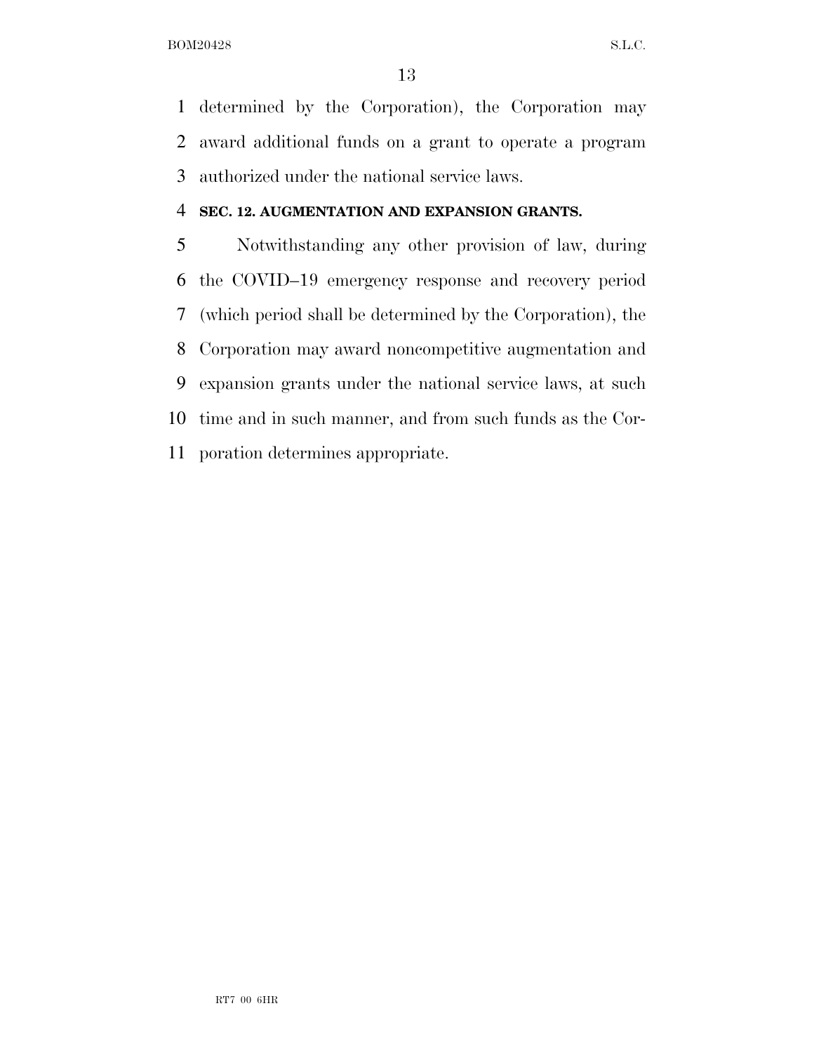determined by the Corporation), the Corporation may award additional funds on a grant to operate a program authorized under the national service laws.

**SEC. 12. AUGMENTATION AND EXPANSION GRANTS.**

Notwithstanding any other provision of law, during the COVID–19 emergency response and recovery period (which period shall be determined by the Corporation), the Corporation may award noncompetitive augmentation and expansion grants under the national service laws, at such time and in such manner, and from such funds as the Corporation determines appropriate.